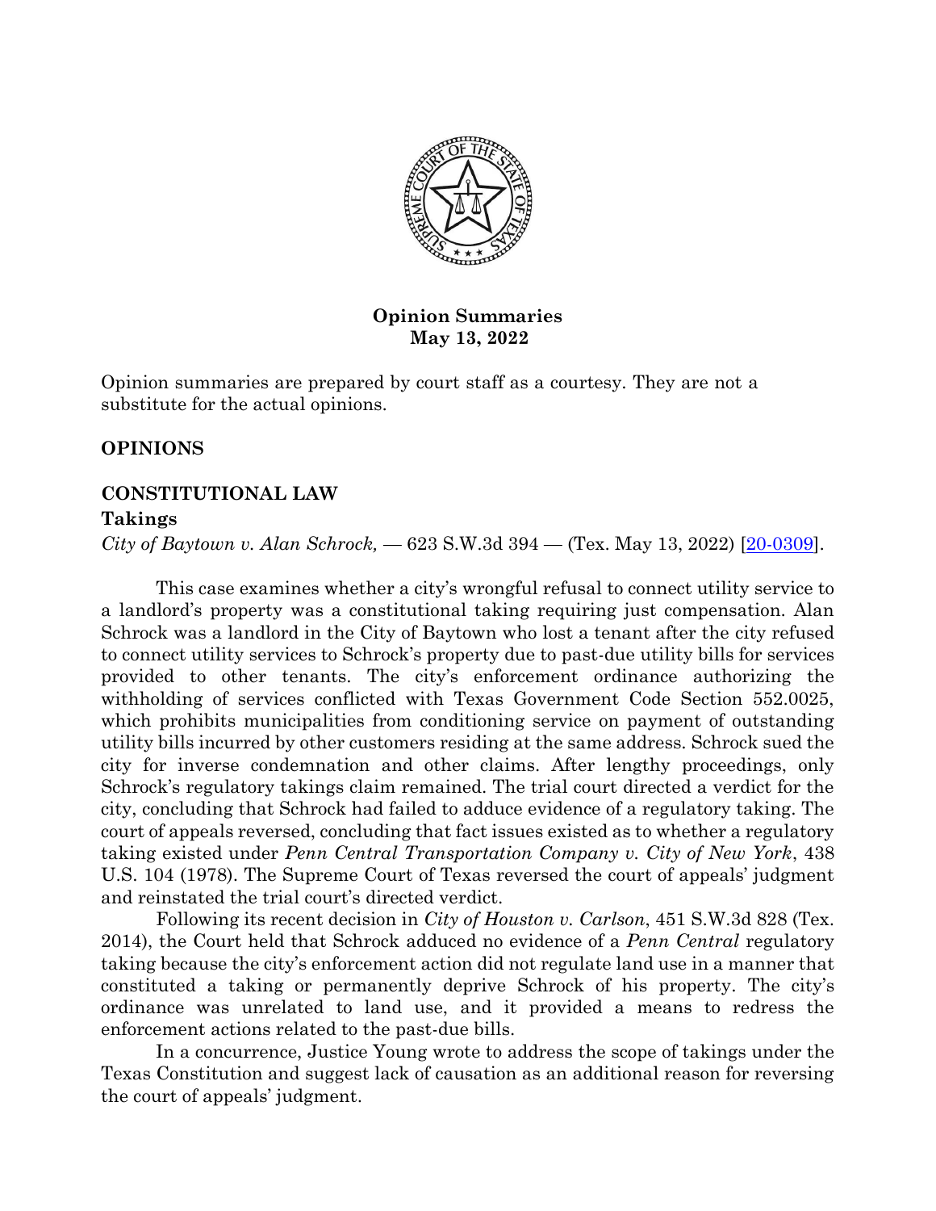**Opinion Summaries**
**May 13, 2022**

Opinion summaries are prepared by court staff as a courtesy. They are not a substitute for the actual opinions.

## OPINIONS

## CONSTITUTIONAL LAW

### Takings

*City of Baytown v. Alan Schrock,* — 623 S.W.3d 394 — (Tex. May 13, 2022) [20-0309].

This case examines whether a city's wrongful refusal to connect utility service to a landlord's property was a constitutional taking requiring just compensation. Alan Schrock was a landlord in the City of Baytown who lost a tenant after the city refused to connect utility services to Schrock's property due to past-due utility bills for services provided to other tenants. The city's enforcement ordinance authorizing the withholding of services conflicted with Texas Government Code Section 552.0025, which prohibits municipalities from conditioning service on payment of outstanding utility bills incurred by other customers residing at the same address. Schrock sued the city for inverse condemnation and other claims. After lengthy proceedings, only Schrock's regulatory takings claim remained. The trial court directed a verdict for the city, concluding that Schrock had failed to adduce evidence of a regulatory taking. The court of appeals reversed, concluding that fact issues existed as to whether a regulatory taking existed under *Penn Central Transportation Company v. City of New York*, 438 U.S. 104 (1978). The Supreme Court of Texas reversed the court of appeals' judgment and reinstated the trial court's directed verdict.

Following its recent decision in *City of Houston v. Carlson*, 451 S.W.3d 828 (Tex. 2014), the Court held that Schrock adduced no evidence of a *Penn Central* regulatory taking because the city's enforcement action did not regulate land use in a manner that constituted a taking or permanently deprive Schrock of his property. The city's ordinance was unrelated to land use, and it provided a means to redress the enforcement actions related to the past-due bills.

In a concurrence, Justice Young wrote to address the scope of takings under the Texas Constitution and suggest lack of causation as an additional reason for reversing the court of appeals' judgment.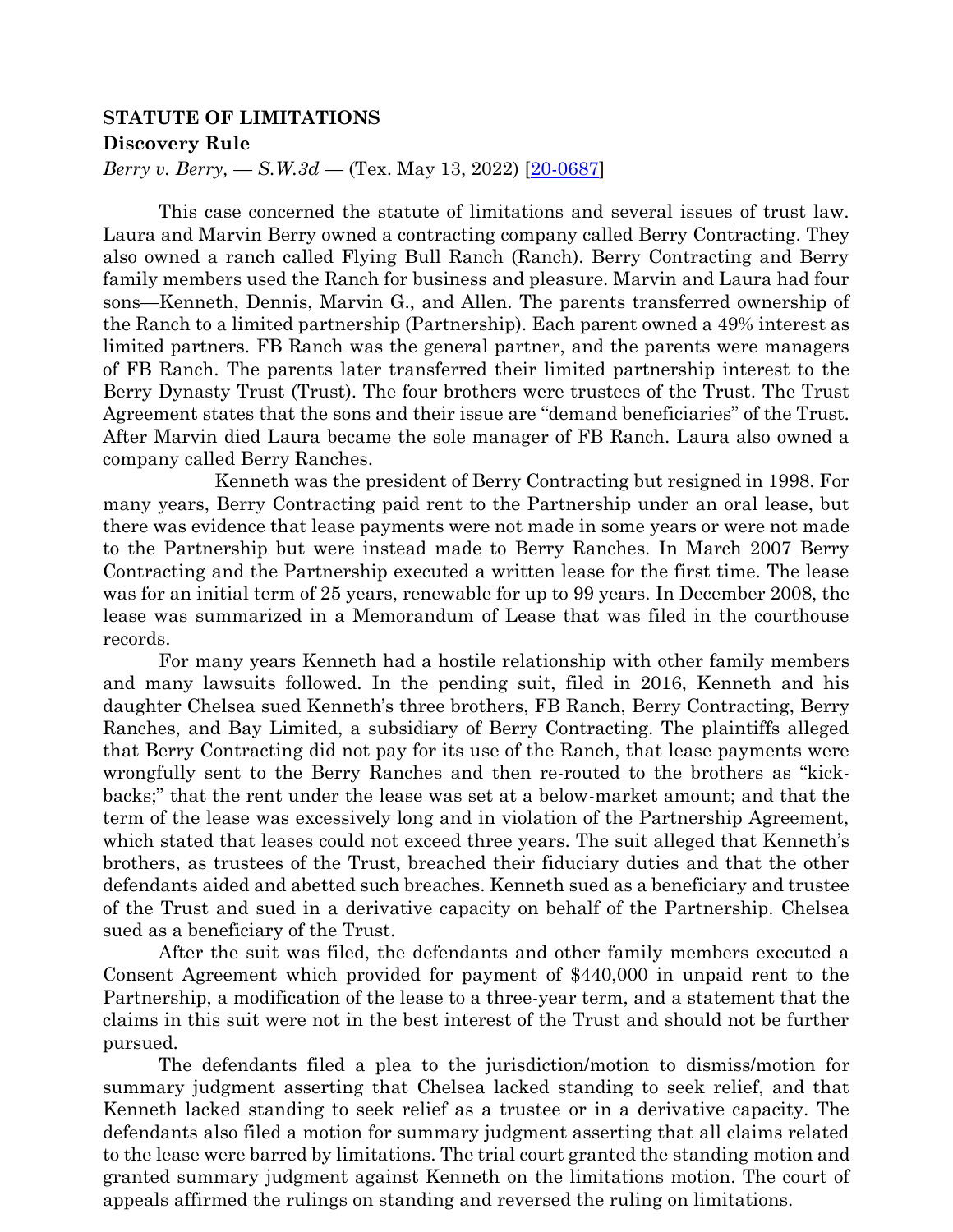**STATUTE OF LIMITATIONS**

**Discovery Rule**

*Berry v. Berry, — S.W.3d —* (Tex. May 13, 2022) [20-0687]

This case concerned the statute of limitations and several issues of trust law. Laura and Marvin Berry owned a contracting company called Berry Contracting. They also owned a ranch called Flying Bull Ranch (Ranch). Berry Contracting and Berry family members used the Ranch for business and pleasure. Marvin and Laura had four sons—Kenneth, Dennis, Marvin G., and Allen. The parents transferred ownership of the Ranch to a limited partnership (Partnership). Each parent owned a 49% interest as limited partners. FB Ranch was the general partner, and the parents were managers of FB Ranch. The parents later transferred their limited partnership interest to the Berry Dynasty Trust (Trust). The four brothers were trustees of the Trust. The Trust Agreement states that the sons and their issue are "demand beneficiaries" of the Trust. After Marvin died Laura became the sole manager of FB Ranch. Laura also owned a company called Berry Ranches.

Kenneth was the president of Berry Contracting but resigned in 1998. For many years, Berry Contracting paid rent to the Partnership under an oral lease, but there was evidence that lease payments were not made in some years or were not made to the Partnership but were instead made to Berry Ranches. In March 2007 Berry Contracting and the Partnership executed a written lease for the first time. The lease was for an initial term of 25 years, renewable for up to 99 years. In December 2008, the lease was summarized in a Memorandum of Lease that was filed in the courthouse records.

For many years Kenneth had a hostile relationship with other family members and many lawsuits followed. In the pending suit, filed in 2016, Kenneth and his daughter Chelsea sued Kenneth's three brothers, FB Ranch, Berry Contracting, Berry Ranches, and Bay Limited, a subsidiary of Berry Contracting. The plaintiffs alleged that Berry Contracting did not pay for its use of the Ranch, that lease payments were wrongfully sent to the Berry Ranches and then re-routed to the brothers as "kick-backs;" that the rent under the lease was set at a below-market amount; and that the term of the lease was excessively long and in violation of the Partnership Agreement, which stated that leases could not exceed three years. The suit alleged that Kenneth's brothers, as trustees of the Trust, breached their fiduciary duties and that the other defendants aided and abetted such breaches. Kenneth sued as a beneficiary and trustee of the Trust and sued in a derivative capacity on behalf of the Partnership. Chelsea sued as a beneficiary of the Trust.

After the suit was filed, the defendants and other family members executed a Consent Agreement which provided for payment of $440,000 in unpaid rent to the Partnership, a modification of the lease to a three-year term, and a statement that the claims in this suit were not in the best interest of the Trust and should not be further pursued.

The defendants filed a plea to the jurisdiction/motion to dismiss/motion for summary judgment asserting that Chelsea lacked standing to seek relief, and that Kenneth lacked standing to seek relief as a trustee or in a derivative capacity. The defendants also filed a motion for summary judgment asserting that all claims related to the lease were barred by limitations. The trial court granted the standing motion and granted summary judgment against Kenneth on the limitations motion. The court of appeals affirmed the rulings on standing and reversed the ruling on limitations.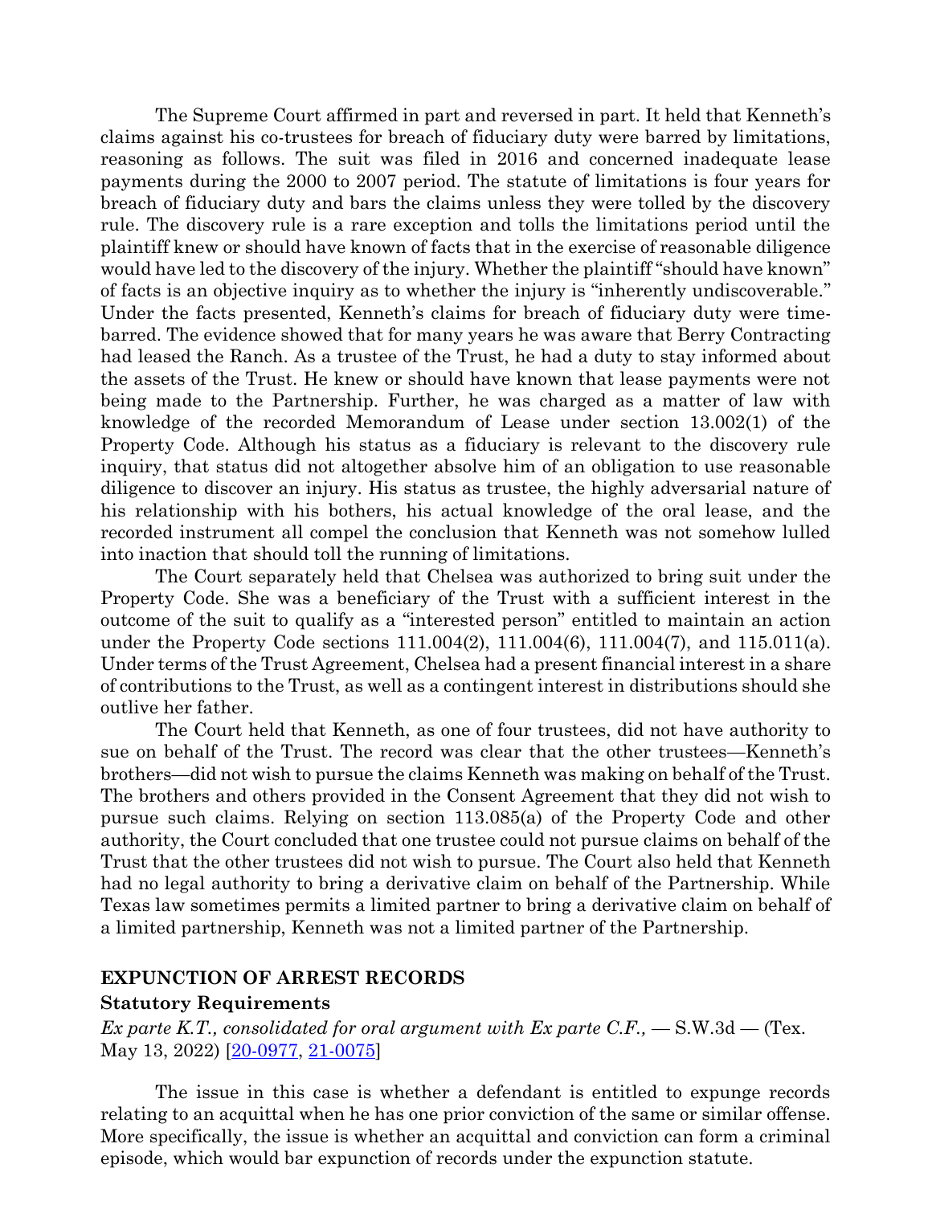The Supreme Court affirmed in part and reversed in part. It held that Kenneth's claims against his co-trustees for breach of fiduciary duty were barred by limitations, reasoning as follows. The suit was filed in 2016 and concerned inadequate lease payments during the 2000 to 2007 period. The statute of limitations is four years for breach of fiduciary duty and bars the claims unless they were tolled by the discovery rule. The discovery rule is a rare exception and tolls the limitations period until the plaintiff knew or should have known of facts that in the exercise of reasonable diligence would have led to the discovery of the injury. Whether the plaintiff "should have known" of facts is an objective inquiry as to whether the injury is "inherently undiscoverable." Under the facts presented, Kenneth's claims for breach of fiduciary duty were time-barred. The evidence showed that for many years he was aware that Berry Contracting had leased the Ranch. As a trustee of the Trust, he had a duty to stay informed about the assets of the Trust. He knew or should have known that lease payments were not being made to the Partnership. Further, he was charged as a matter of law with knowledge of the recorded Memorandum of Lease under section 13.002(1) of the Property Code. Although his status as a fiduciary is relevant to the discovery rule inquiry, that status did not altogether absolve him of an obligation to use reasonable diligence to discover an injury. His status as trustee, the highly adversarial nature of his relationship with his bothers, his actual knowledge of the oral lease, and the recorded instrument all compel the conclusion that Kenneth was not somehow lulled into inaction that should toll the running of limitations.

The Court separately held that Chelsea was authorized to bring suit under the Property Code. She was a beneficiary of the Trust with a sufficient interest in the outcome of the suit to qualify as a "interested person" entitled to maintain an action under the Property Code sections 111.004(2), 111.004(6), 111.004(7), and 115.011(a). Under terms of the Trust Agreement, Chelsea had a present financial interest in a share of contributions to the Trust, as well as a contingent interest in distributions should she outlive her father.

The Court held that Kenneth, as one of four trustees, did not have authority to sue on behalf of the Trust. The record was clear that the other trustees—Kenneth's brothers—did not wish to pursue the claims Kenneth was making on behalf of the Trust. The brothers and others provided in the Consent Agreement that they did not wish to pursue such claims. Relying on section 113.085(a) of the Property Code and other authority, the Court concluded that one trustee could not pursue claims on behalf of the Trust that the other trustees did not wish to pursue. The Court also held that Kenneth had no legal authority to bring a derivative claim on behalf of the Partnership. While Texas law sometimes permits a limited partner to bring a derivative claim on behalf of a limited partnership, Kenneth was not a limited partner of the Partnership.

## EXPUNCTION OF ARREST RECORDS

### Statutory Requirements

*Ex parte K.T., consolidated for oral argument with Ex parte C.F.,* — S.W.3d — (Tex. May 13, 2022) [20-0977, 21-0075]

The issue in this case is whether a defendant is entitled to expunge records relating to an acquittal when he has one prior conviction of the same or similar offense. More specifically, the issue is whether an acquittal and conviction can form a criminal episode, which would bar expunction of records under the expunction statute.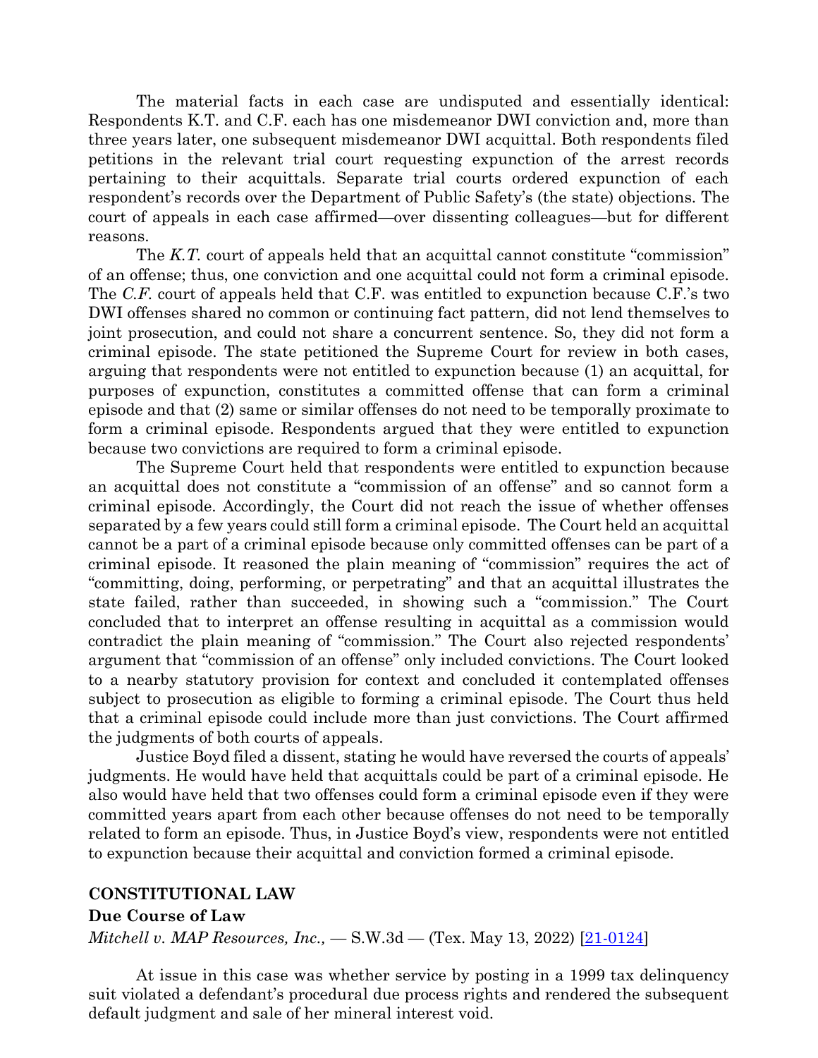The material facts in each case are undisputed and essentially identical: Respondents K.T. and C.F. each has one misdemeanor DWI conviction and, more than three years later, one subsequent misdemeanor DWI acquittal. Both respondents filed petitions in the relevant trial court requesting expunction of the arrest records pertaining to their acquittals. Separate trial courts ordered expunction of each respondent's records over the Department of Public Safety's (the state) objections. The court of appeals in each case affirmed—over dissenting colleagues—but for different reasons.

The *K.T.* court of appeals held that an acquittal cannot constitute "commission" of an offense; thus, one conviction and one acquittal could not form a criminal episode. The *C.F.* court of appeals held that C.F. was entitled to expunction because C.F.'s two DWI offenses shared no common or continuing fact pattern, did not lend themselves to joint prosecution, and could not share a concurrent sentence. So, they did not form a criminal episode. The state petitioned the Supreme Court for review in both cases, arguing that respondents were not entitled to expunction because (1) an acquittal, for purposes of expunction, constitutes a committed offense that can form a criminal episode and that (2) same or similar offenses do not need to be temporally proximate to form a criminal episode. Respondents argued that they were entitled to expunction because two convictions are required to form a criminal episode.

The Supreme Court held that respondents were entitled to expunction because an acquittal does not constitute a "commission of an offense" and so cannot form a criminal episode. Accordingly, the Court did not reach the issue of whether offenses separated by a few years could still form a criminal episode. The Court held an acquittal cannot be a part of a criminal episode because only committed offenses can be part of a criminal episode. It reasoned the plain meaning of "commission" requires the act of "committing, doing, performing, or perpetrating" and that an acquittal illustrates the state failed, rather than succeeded, in showing such a "commission." The Court concluded that to interpret an offense resulting in acquittal as a commission would contradict the plain meaning of "commission." The Court also rejected respondents' argument that "commission of an offense" only included convictions. The Court looked to a nearby statutory provision for context and concluded it contemplated offenses subject to prosecution as eligible to forming a criminal episode. The Court thus held that a criminal episode could include more than just convictions. The Court affirmed the judgments of both courts of appeals.

Justice Boyd filed a dissent, stating he would have reversed the courts of appeals' judgments. He would have held that acquittals could be part of a criminal episode. He also would have held that two offenses could form a criminal episode even if they were committed years apart from each other because offenses do not need to be temporally related to form an episode. Thus, in Justice Boyd's view, respondents were not entitled to expunction because their acquittal and conviction formed a criminal episode.

## CONSTITUTIONAL LAW

### Due Course of Law

*Mitchell v. MAP Resources, Inc.,* — S.W.3d — (Tex. May 13, 2022) [21-0124]

At issue in this case was whether service by posting in a 1999 tax delinquency suit violated a defendant's procedural due process rights and rendered the subsequent default judgment and sale of her mineral interest void.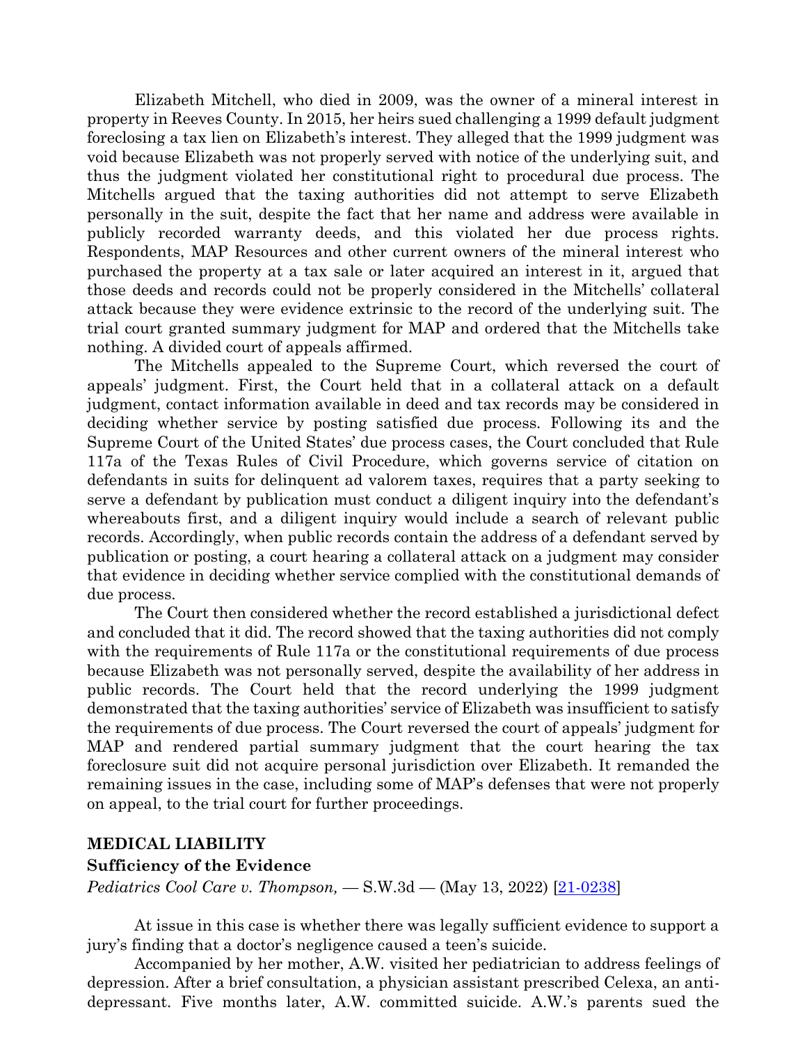Elizabeth Mitchell, who died in 2009, was the owner of a mineral interest in property in Reeves County. In 2015, her heirs sued challenging a 1999 default judgment foreclosing a tax lien on Elizabeth's interest. They alleged that the 1999 judgment was void because Elizabeth was not properly served with notice of the underlying suit, and thus the judgment violated her constitutional right to procedural due process. The Mitchells argued that the taxing authorities did not attempt to serve Elizabeth personally in the suit, despite the fact that her name and address were available in publicly recorded warranty deeds, and this violated her due process rights. Respondents, MAP Resources and other current owners of the mineral interest who purchased the property at a tax sale or later acquired an interest in it, argued that those deeds and records could not be properly considered in the Mitchells' collateral attack because they were evidence extrinsic to the record of the underlying suit. The trial court granted summary judgment for MAP and ordered that the Mitchells take nothing. A divided court of appeals affirmed.

The Mitchells appealed to the Supreme Court, which reversed the court of appeals' judgment. First, the Court held that in a collateral attack on a default judgment, contact information available in deed and tax records may be considered in deciding whether service by posting satisfied due process. Following its and the Supreme Court of the United States' due process cases, the Court concluded that Rule 117a of the Texas Rules of Civil Procedure, which governs service of citation on defendants in suits for delinquent ad valorem taxes, requires that a party seeking to serve a defendant by publication must conduct a diligent inquiry into the defendant's whereabouts first, and a diligent inquiry would include a search of relevant public records. Accordingly, when public records contain the address of a defendant served by publication or posting, a court hearing a collateral attack on a judgment may consider that evidence in deciding whether service complied with the constitutional demands of due process.

The Court then considered whether the record established a jurisdictional defect and concluded that it did. The record showed that the taxing authorities did not comply with the requirements of Rule 117a or the constitutional requirements of due process because Elizabeth was not personally served, despite the availability of her address in public records. The Court held that the record underlying the 1999 judgment demonstrated that the taxing authorities' service of Elizabeth was insufficient to satisfy the requirements of due process. The Court reversed the court of appeals' judgment for MAP and rendered partial summary judgment that the court hearing the tax foreclosure suit did not acquire personal jurisdiction over Elizabeth. It remanded the remaining issues in the case, including some of MAP's defenses that were not properly on appeal, to the trial court for further proceedings.

## MEDICAL LIABILITY

### Sufficiency of the Evidence

*Pediatrics Cool Care v. Thompson,* — S.W.3d — (May 13, 2022) [21-0238]

At issue in this case is whether there was legally sufficient evidence to support a jury's finding that a doctor's negligence caused a teen's suicide.

Accompanied by her mother, A.W. visited her pediatrician to address feelings of depression. After a brief consultation, a physician assistant prescribed Celexa, an anti-depressant. Five months later, A.W. committed suicide. A.W.'s parents sued the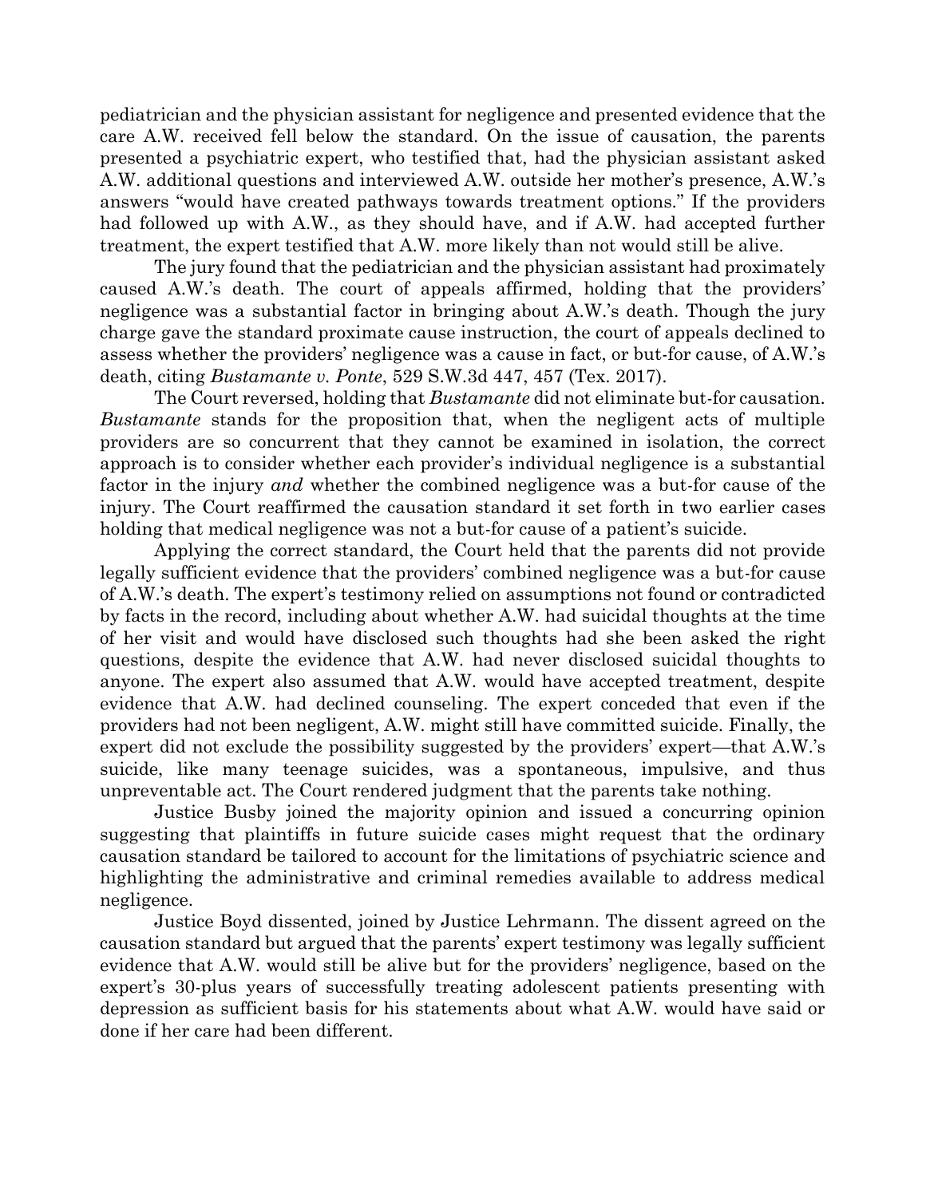pediatrician and the physician assistant for negligence and presented evidence that the care A.W. received fell below the standard. On the issue of causation, the parents presented a psychiatric expert, who testified that, had the physician assistant asked A.W. additional questions and interviewed A.W. outside her mother's presence, A.W.'s answers "would have created pathways towards treatment options." If the providers had followed up with A.W., as they should have, and if A.W. had accepted further treatment, the expert testified that A.W. more likely than not would still be alive.

The jury found that the pediatrician and the physician assistant had proximately caused A.W.'s death. The court of appeals affirmed, holding that the providers' negligence was a substantial factor in bringing about A.W.'s death. Though the jury charge gave the standard proximate cause instruction, the court of appeals declined to assess whether the providers' negligence was a cause in fact, or but-for cause, of A.W.'s death, citing *Bustamante v. Ponte*, 529 S.W.3d 447, 457 (Tex. 2017).

The Court reversed, holding that *Bustamante* did not eliminate but-for causation. *Bustamante* stands for the proposition that, when the negligent acts of multiple providers are so concurrent that they cannot be examined in isolation, the correct approach is to consider whether each provider's individual negligence is a substantial factor in the injury *and* whether the combined negligence was a but-for cause of the injury. The Court reaffirmed the causation standard it set forth in two earlier cases holding that medical negligence was not a but-for cause of a patient's suicide.

Applying the correct standard, the Court held that the parents did not provide legally sufficient evidence that the providers' combined negligence was a but-for cause of A.W.'s death. The expert's testimony relied on assumptions not found or contradicted by facts in the record, including about whether A.W. had suicidal thoughts at the time of her visit and would have disclosed such thoughts had she been asked the right questions, despite the evidence that A.W. had never disclosed suicidal thoughts to anyone. The expert also assumed that A.W. would have accepted treatment, despite evidence that A.W. had declined counseling. The expert conceded that even if the providers had not been negligent, A.W. might still have committed suicide. Finally, the expert did not exclude the possibility suggested by the providers' expert—that A.W.'s suicide, like many teenage suicides, was a spontaneous, impulsive, and thus unpreventable act. The Court rendered judgment that the parents take nothing.

Justice Busby joined the majority opinion and issued a concurring opinion suggesting that plaintiffs in future suicide cases might request that the ordinary causation standard be tailored to account for the limitations of psychiatric science and highlighting the administrative and criminal remedies available to address medical negligence.

Justice Boyd dissented, joined by Justice Lehrmann. The dissent agreed on the causation standard but argued that the parents' expert testimony was legally sufficient evidence that A.W. would still be alive but for the providers' negligence, based on the expert's 30-plus years of successfully treating adolescent patients presenting with depression as sufficient basis for his statements about what A.W. would have said or done if her care had been different.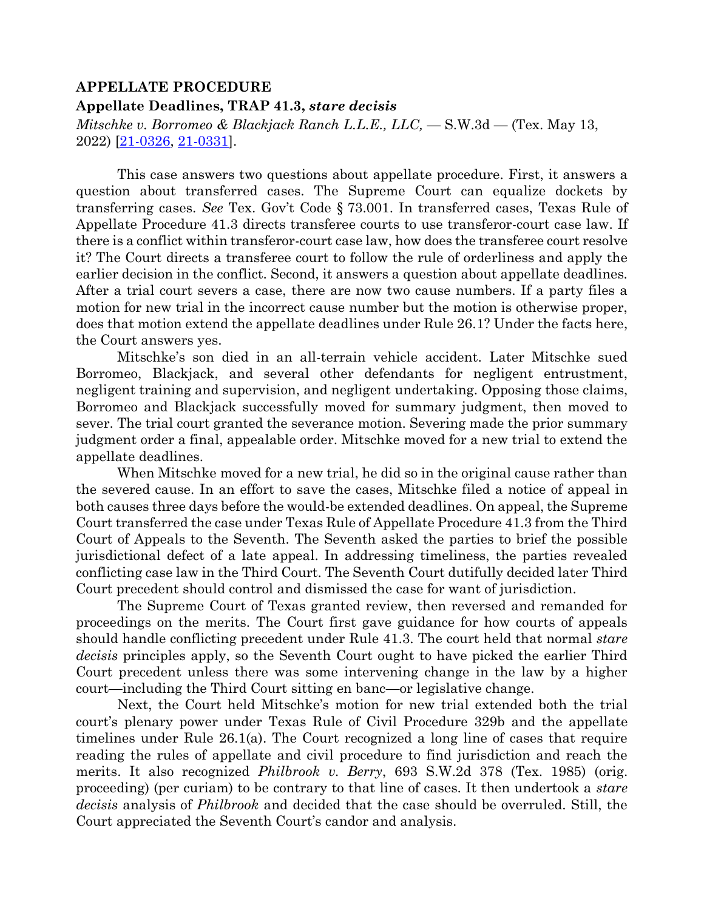**APPELLATE PROCEDURE**

**Appellate Deadlines, TRAP 41.3, *stare decisis***

*Mitschke v. Borromeo & Blackjack Ranch L.L.E., LLC,* — S.W.3d — (Tex. May 13, 2022) [21-0326, 21-0331].

This case answers two questions about appellate procedure. First, it answers a question about transferred cases. The Supreme Court can equalize dockets by transferring cases. *See* Tex. Gov't Code § 73.001. In transferred cases, Texas Rule of Appellate Procedure 41.3 directs transferee courts to use transferor-court case law. If there is a conflict within transferor-court case law, how does the transferee court resolve it? The Court directs a transferee court to follow the rule of orderliness and apply the earlier decision in the conflict. Second, it answers a question about appellate deadlines. After a trial court severs a case, there are now two cause numbers. If a party files a motion for new trial in the incorrect cause number but the motion is otherwise proper, does that motion extend the appellate deadlines under Rule 26.1? Under the facts here, the Court answers yes.

Mitschke's son died in an all-terrain vehicle accident. Later Mitschke sued Borromeo, Blackjack, and several other defendants for negligent entrustment, negligent training and supervision, and negligent undertaking. Opposing those claims, Borromeo and Blackjack successfully moved for summary judgment, then moved to sever. The trial court granted the severance motion. Severing made the prior summary judgment order a final, appealable order. Mitschke moved for a new trial to extend the appellate deadlines.

When Mitschke moved for a new trial, he did so in the original cause rather than the severed cause. In an effort to save the cases, Mitschke filed a notice of appeal in both causes three days before the would-be extended deadlines. On appeal, the Supreme Court transferred the case under Texas Rule of Appellate Procedure 41.3 from the Third Court of Appeals to the Seventh. The Seventh asked the parties to brief the possible jurisdictional defect of a late appeal. In addressing timeliness, the parties revealed conflicting case law in the Third Court. The Seventh Court dutifully decided later Third Court precedent should control and dismissed the case for want of jurisdiction.

The Supreme Court of Texas granted review, then reversed and remanded for proceedings on the merits. The Court first gave guidance for how courts of appeals should handle conflicting precedent under Rule 41.3. The court held that normal *stare decisis* principles apply, so the Seventh Court ought to have picked the earlier Third Court precedent unless there was some intervening change in the law by a higher court—including the Third Court sitting en banc—or legislative change.

Next, the Court held Mitschke's motion for new trial extended both the trial court's plenary power under Texas Rule of Civil Procedure 329b and the appellate timelines under Rule 26.1(a). The Court recognized a long line of cases that require reading the rules of appellate and civil procedure to find jurisdiction and reach the merits. It also recognized *Philbrook v. Berry*, 693 S.W.2d 378 (Tex. 1985) (orig. proceeding) (per curiam) to be contrary to that line of cases. It then undertook a *stare decisis* analysis of *Philbrook* and decided that the case should be overruled. Still, the Court appreciated the Seventh Court's candor and analysis.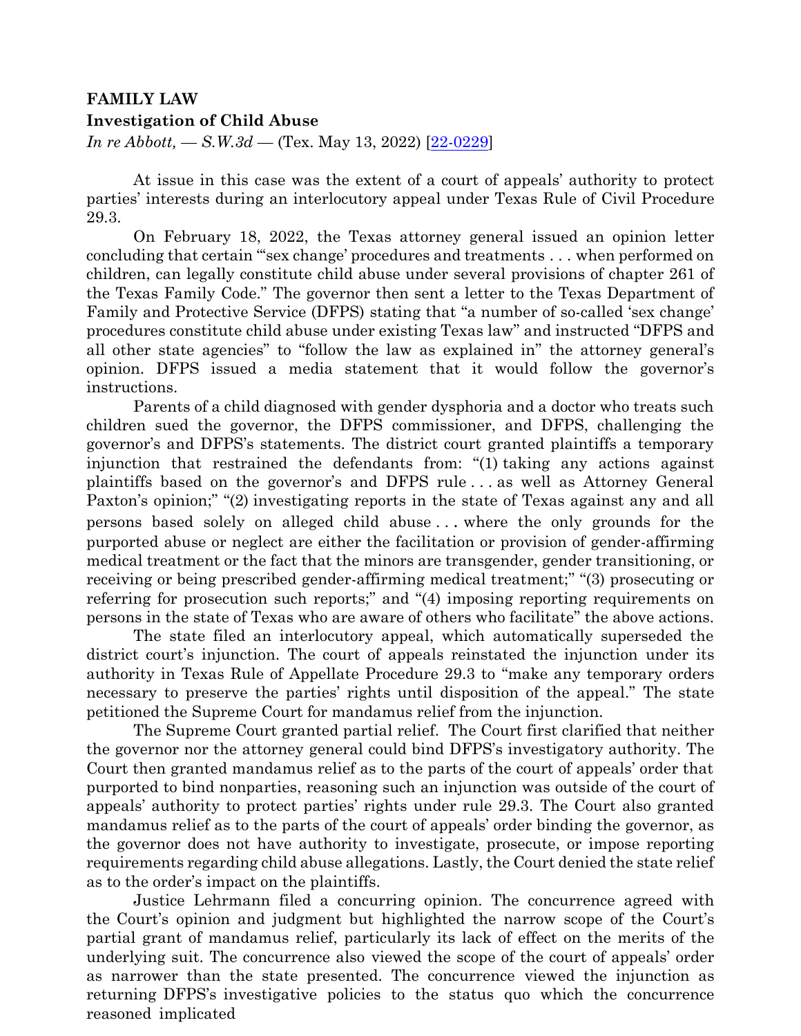**FAMILY LAW**
**Investigation of Child Abuse**
*In re Abbott, — S.W.3d —* (Tex. May 13, 2022) [[22-0229](22-0229)]

At issue in this case was the extent of a court of appeals' authority to protect parties' interests during an interlocutory appeal under Texas Rule of Civil Procedure 29.3.

On February 18, 2022, the Texas attorney general issued an opinion letter concluding that certain "'sex change' procedures and treatments . . . when performed on children, can legally constitute child abuse under several provisions of chapter 261 of the Texas Family Code." The governor then sent a letter to the Texas Department of Family and Protective Service (DFPS) stating that "a number of so-called 'sex change' procedures constitute child abuse under existing Texas law" and instructed "DFPS and all other state agencies" to "follow the law as explained in" the attorney general's opinion. DFPS issued a media statement that it would follow the governor's instructions.

Parents of a child diagnosed with gender dysphoria and a doctor who treats such children sued the governor, the DFPS commissioner, and DFPS, challenging the governor's and DFPS's statements. The district court granted plaintiffs a temporary injunction that restrained the defendants from: "(1) taking any actions against plaintiffs based on the governor's and DFPS rule . . . as well as Attorney General Paxton's opinion;" "(2) investigating reports in the state of Texas against any and all persons based solely on alleged child abuse . . . where the only grounds for the purported abuse or neglect are either the facilitation or provision of gender-affirming medical treatment or the fact that the minors are transgender, gender transitioning, or receiving or being prescribed gender-affirming medical treatment;" "(3) prosecuting or referring for prosecution such reports;" and "(4) imposing reporting requirements on persons in the state of Texas who are aware of others who facilitate" the above actions.

The state filed an interlocutory appeal, which automatically superseded the district court's injunction. The court of appeals reinstated the injunction under its authority in Texas Rule of Appellate Procedure 29.3 to "make any temporary orders necessary to preserve the parties' rights until disposition of the appeal." The state petitioned the Supreme Court for mandamus relief from the injunction.

The Supreme Court granted partial relief. The Court first clarified that neither the governor nor the attorney general could bind DFPS's investigatory authority. The Court then granted mandamus relief as to the parts of the court of appeals' order that purported to bind nonparties, reasoning such an injunction was outside of the court of appeals' authority to protect parties' rights under rule 29.3. The Court also granted mandamus relief as to the parts of the court of appeals' order binding the governor, as the governor does not have authority to investigate, prosecute, or impose reporting requirements regarding child abuse allegations. Lastly, the Court denied the state relief as to the order's impact on the plaintiffs.

Justice Lehrmann filed a concurring opinion. The concurrence agreed with the Court's opinion and judgment but highlighted the narrow scope of the Court's partial grant of mandamus relief, particularly its lack of effect on the merits of the underlying suit. The concurrence also viewed the scope of the court of appeals' order as narrower than the state presented. The concurrence viewed the injunction as returning DFPS's investigative policies to the status quo which the concurrence reasoned implicated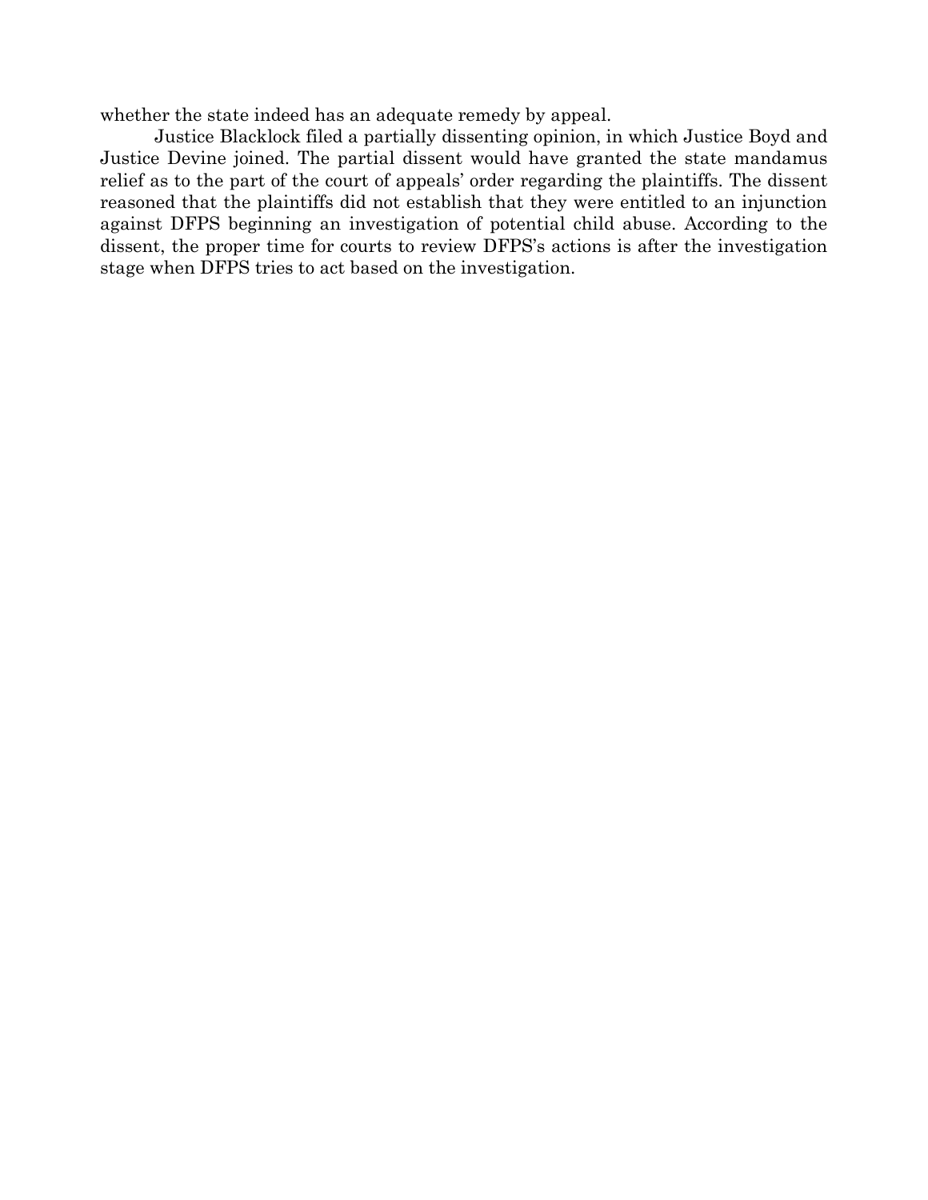whether the state indeed has an adequate remedy by appeal.

Justice Blacklock filed a partially dissenting opinion, in which Justice Boyd and Justice Devine joined. The partial dissent would have granted the state mandamus relief as to the part of the court of appeals' order regarding the plaintiffs. The dissent reasoned that the plaintiffs did not establish that they were entitled to an injunction against DFPS beginning an investigation of potential child abuse. According to the dissent, the proper time for courts to review DFPS's actions is after the investigation stage when DFPS tries to act based on the investigation.